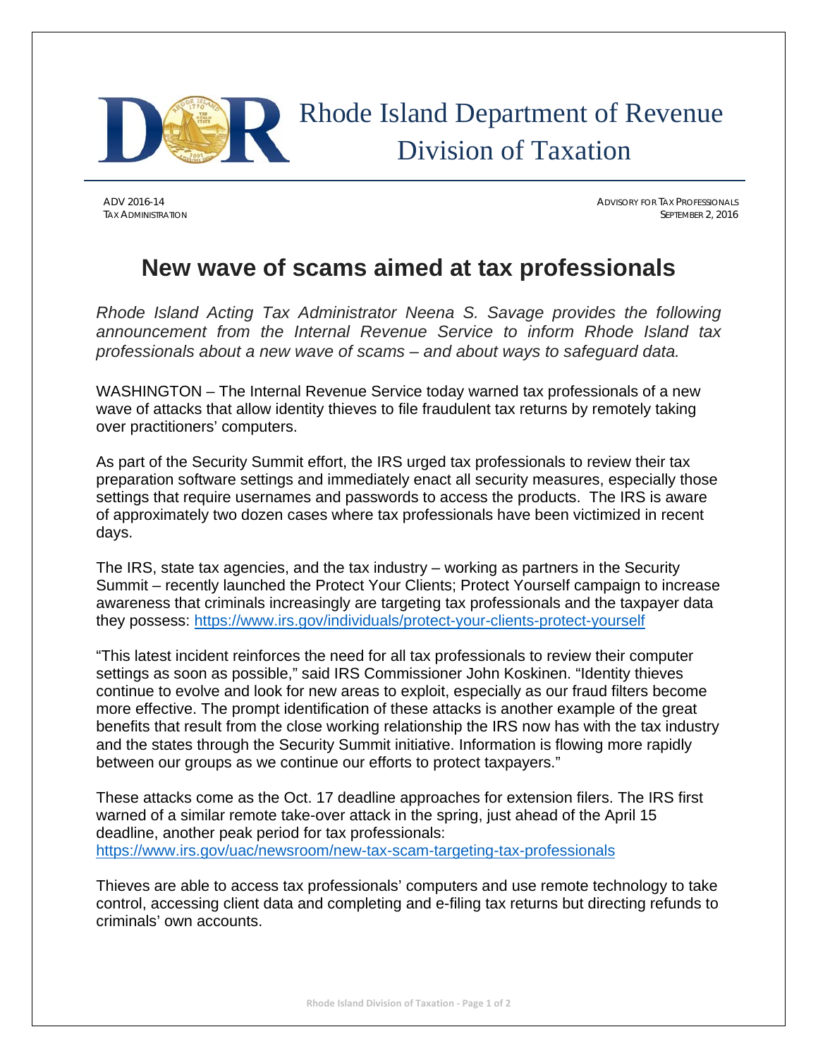Rhode Island Department of Revenue
Division of Taxation

ADV 2016-14
TAX ADMINISTRATION

ADVISORY FOR TAX PROFESSIONALS
SEPTEMBER 2, 2016

# New wave of scams aimed at tax professionals

*Rhode Island Acting Tax Administrator Neena S. Savage provides the following announcement from the Internal Revenue Service to inform Rhode Island tax professionals about a new wave of scams – and about ways to safeguard data.*

WASHINGTON – The Internal Revenue Service today warned tax professionals of a new wave of attacks that allow identity thieves to file fraudulent tax returns by remotely taking over practitioners' computers.

As part of the Security Summit effort, the IRS urged tax professionals to review their tax preparation software settings and immediately enact all security measures, especially those settings that require usernames and passwords to access the products. The IRS is aware of approximately two dozen cases where tax professionals have been victimized in recent days.

The IRS, state tax agencies, and the tax industry – working as partners in the Security Summit – recently launched the Protect Your Clients; Protect Yourself campaign to increase awareness that criminals increasingly are targeting tax professionals and the taxpayer data they possess: https://www.irs.gov/individuals/protect-your-clients-protect-yourself

"This latest incident reinforces the need for all tax professionals to review their computer settings as soon as possible," said IRS Commissioner John Koskinen. "Identity thieves continue to evolve and look for new areas to exploit, especially as our fraud filters become more effective. The prompt identification of these attacks is another example of the great benefits that result from the close working relationship the IRS now has with the tax industry and the states through the Security Summit initiative. Information is flowing more rapidly between our groups as we continue our efforts to protect taxpayers."

These attacks come as the Oct. 17 deadline approaches for extension filers. The IRS first warned of a similar remote take-over attack in the spring, just ahead of the April 15 deadline, another peak period for tax professionals:
https://www.irs.gov/uac/newsroom/new-tax-scam-targeting-tax-professionals

Thieves are able to access tax professionals' computers and use remote technology to take control, accessing client data and completing and e-filing tax returns but directing refunds to criminals' own accounts.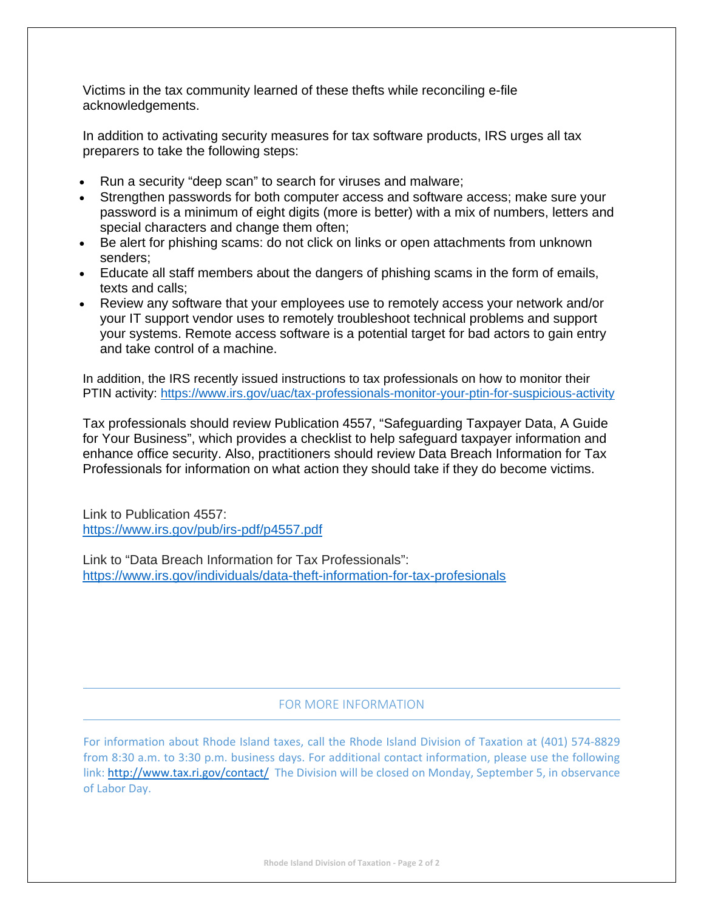Victims in the tax community learned of these thefts while reconciling e-file acknowledgements.

In addition to activating security measures for tax software products, IRS urges all tax preparers to take the following steps:

- Run a security "deep scan" to search for viruses and malware;
- Strengthen passwords for both computer access and software access; make sure your password is a minimum of eight digits (more is better) with a mix of numbers, letters and special characters and change them often;
- Be alert for phishing scams: do not click on links or open attachments from unknown senders;
- Educate all staff members about the dangers of phishing scams in the form of emails, texts and calls;
- Review any software that your employees use to remotely access your network and/or your IT support vendor uses to remotely troubleshoot technical problems and support your systems. Remote access software is a potential target for bad actors to gain entry and take control of a machine.

In addition, the IRS recently issued instructions to tax professionals on how to monitor their PTIN activity: https://www.irs.gov/uac/tax-professionals-monitor-your-ptin-for-suspicious-activity

Tax professionals should review Publication 4557, "Safeguarding Taxpayer Data, A Guide for Your Business", which provides a checklist to help safeguard taxpayer information and enhance office security. Also, practitioners should review Data Breach Information for Tax Professionals for information on what action they should take if they do become victims.

Link to Publication 4557:
https://www.irs.gov/pub/irs-pdf/p4557.pdf

Link to "Data Breach Information for Tax Professionals":
https://www.irs.gov/individuals/data-theft-information-for-tax-profesionals

## FOR MORE INFORMATION

For information about Rhode Island taxes, call the Rhode Island Division of Taxation at (401) 574-8829 from 8:30 a.m. to 3:30 p.m. business days. For additional contact information, please use the following link: http://www.tax.ri.gov/contact/ The Division will be closed on Monday, September 5, in observance of Labor Day.